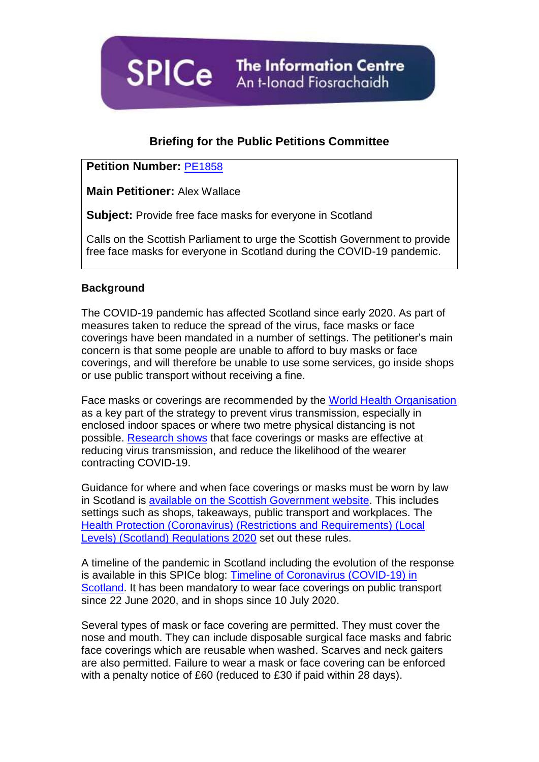SPICe The Information Centre
An t-Ionad Fiosrachaidh

## Briefing for the Public Petitions Committee

**Petition Number:** PE1858

**Main Petitioner:** Alex Wallace

**Subject:** Provide free face masks for everyone in Scotland

Calls on the Scottish Parliament to urge the Scottish Government to provide free face masks for everyone in Scotland during the COVID-19 pandemic.

### Background

The COVID-19 pandemic has affected Scotland since early 2020. As part of measures taken to reduce the spread of the virus, face masks or face coverings have been mandated in a number of settings. The petitioner's main concern is that some people are unable to afford to buy masks or face coverings, and will therefore be unable to use some services, go inside shops or use public transport without receiving a fine.

Face masks or coverings are recommended by the World Health Organisation as a key part of the strategy to prevent virus transmission, especially in enclosed indoor spaces or where two metre physical distancing is not possible. Research shows that face coverings or masks are effective at reducing virus transmission, and reduce the likelihood of the wearer contracting COVID-19.

Guidance for where and when face coverings or masks must be worn by law in Scotland is available on the Scottish Government website. This includes settings such as shops, takeaways, public transport and workplaces. The Health Protection (Coronavirus) (Restrictions and Requirements) (Local Levels) (Scotland) Regulations 2020 set out these rules.

A timeline of the pandemic in Scotland including the evolution of the response is available in this SPICe blog: Timeline of Coronavirus (COVID-19) in Scotland. It has been mandatory to wear face coverings on public transport since 22 June 2020, and in shops since 10 July 2020.

Several types of mask or face covering are permitted. They must cover the nose and mouth. They can include disposable surgical face masks and fabric face coverings which are reusable when washed. Scarves and neck gaiters are also permitted. Failure to wear a mask or face covering can be enforced with a penalty notice of £60 (reduced to £30 if paid within 28 days).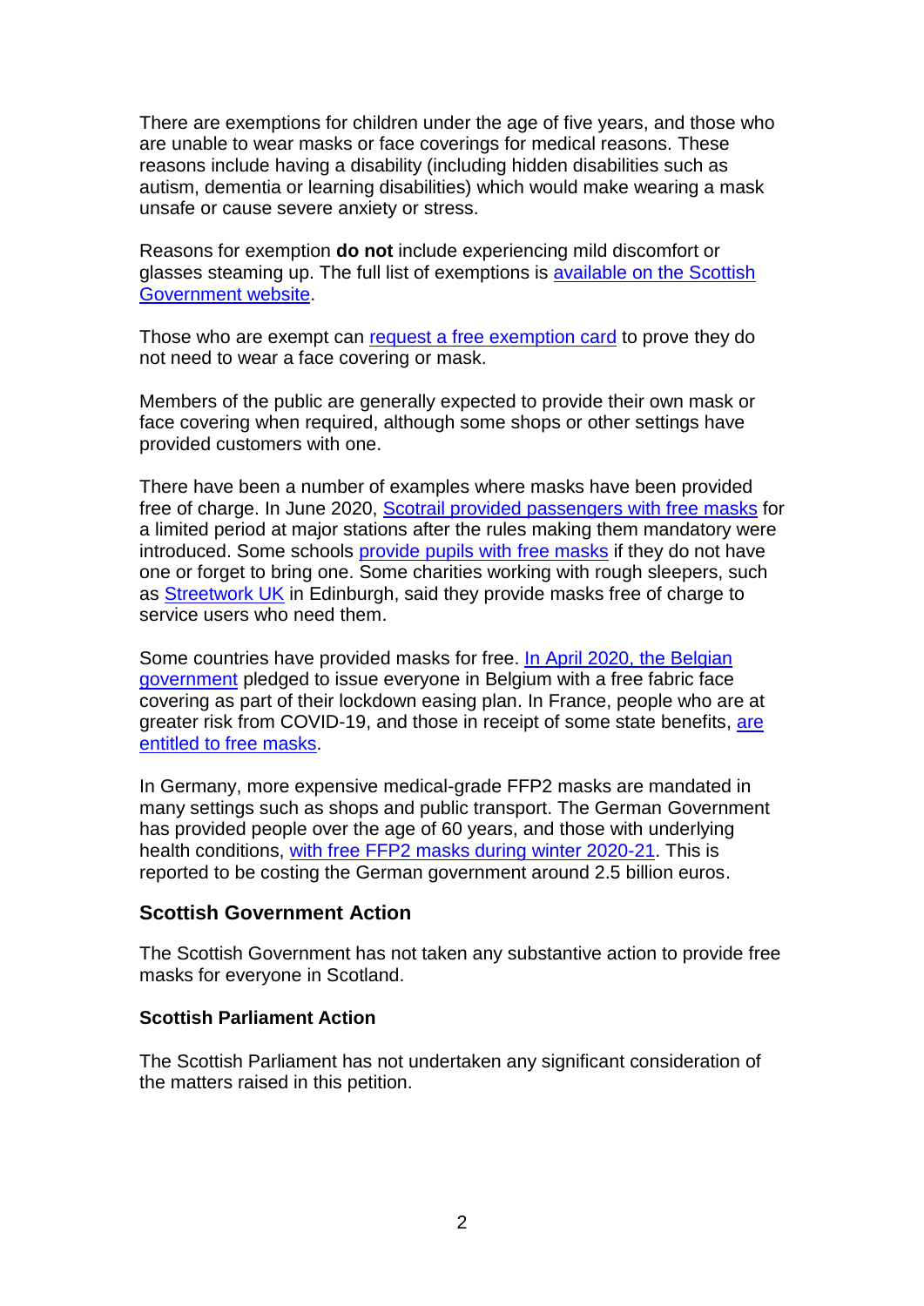There are exemptions for children under the age of five years, and those who are unable to wear masks or face coverings for medical reasons. These reasons include having a disability (including hidden disabilities such as autism, dementia or learning disabilities) which would make wearing a mask unsafe or cause severe anxiety or stress.

Reasons for exemption **do not** include experiencing mild discomfort or glasses steaming up. The full list of exemptions is available on the Scottish Government website.

Those who are exempt can request a free exemption card to prove they do not need to wear a face covering or mask.

Members of the public are generally expected to provide their own mask or face covering when required, although some shops or other settings have provided customers with one.

There have been a number of examples where masks have been provided free of charge. In June 2020, Scotrail provided passengers with free masks for a limited period at major stations after the rules making them mandatory were introduced. Some schools provide pupils with free masks if they do not have one or forget to bring one. Some charities working with rough sleepers, such as Streetwork UK in Edinburgh, said they provide masks free of charge to service users who need them.

Some countries have provided masks for free. In April 2020, the Belgian government pledged to issue everyone in Belgium with a free fabric face covering as part of their lockdown easing plan. In France, people who are at greater risk from COVID-19, and those in receipt of some state benefits, are entitled to free masks.

In Germany, more expensive medical-grade FFP2 masks are mandated in many settings such as shops and public transport. The German Government has provided people over the age of 60 years, and those with underlying health conditions, with free FFP2 masks during winter 2020-21. This is reported to be costing the German government around 2.5 billion euros.

## Scottish Government Action

The Scottish Government has not taken any substantive action to provide free masks for everyone in Scotland.

### Scottish Parliament Action

The Scottish Parliament has not undertaken any significant consideration of the matters raised in this petition.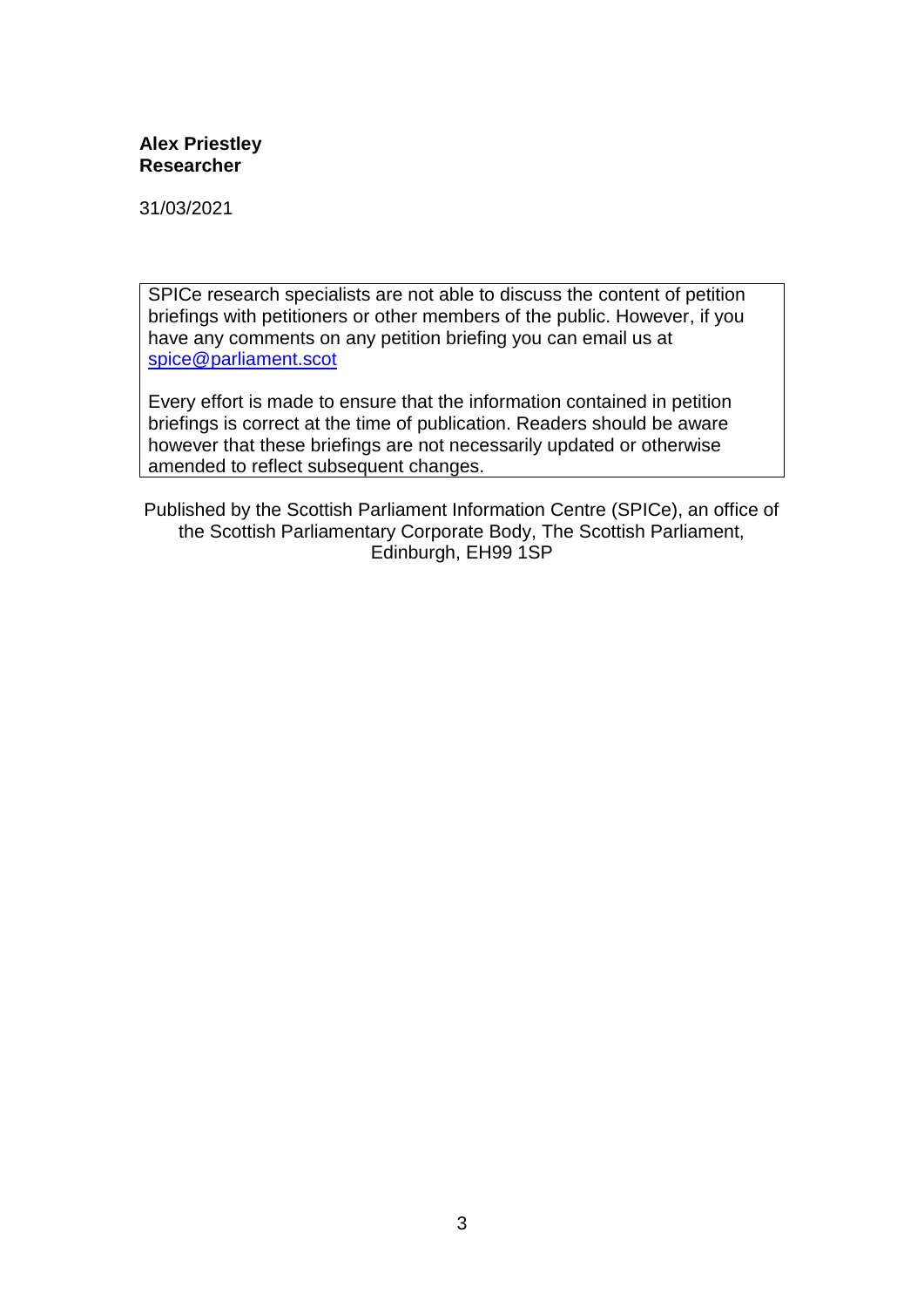**Alex Priestley**
**Researcher**

31/03/2021

SPICe research specialists are not able to discuss the content of petition briefings with petitioners or other members of the public. However, if you have any comments on any petition briefing you can email us at spice@parliament.scot

Every effort is made to ensure that the information contained in petition briefings is correct at the time of publication. Readers should be aware however that these briefings are not necessarily updated or otherwise amended to reflect subsequent changes.

Published by the Scottish Parliament Information Centre (SPICe), an office of the Scottish Parliamentary Corporate Body, The Scottish Parliament, Edinburgh, EH99 1SP